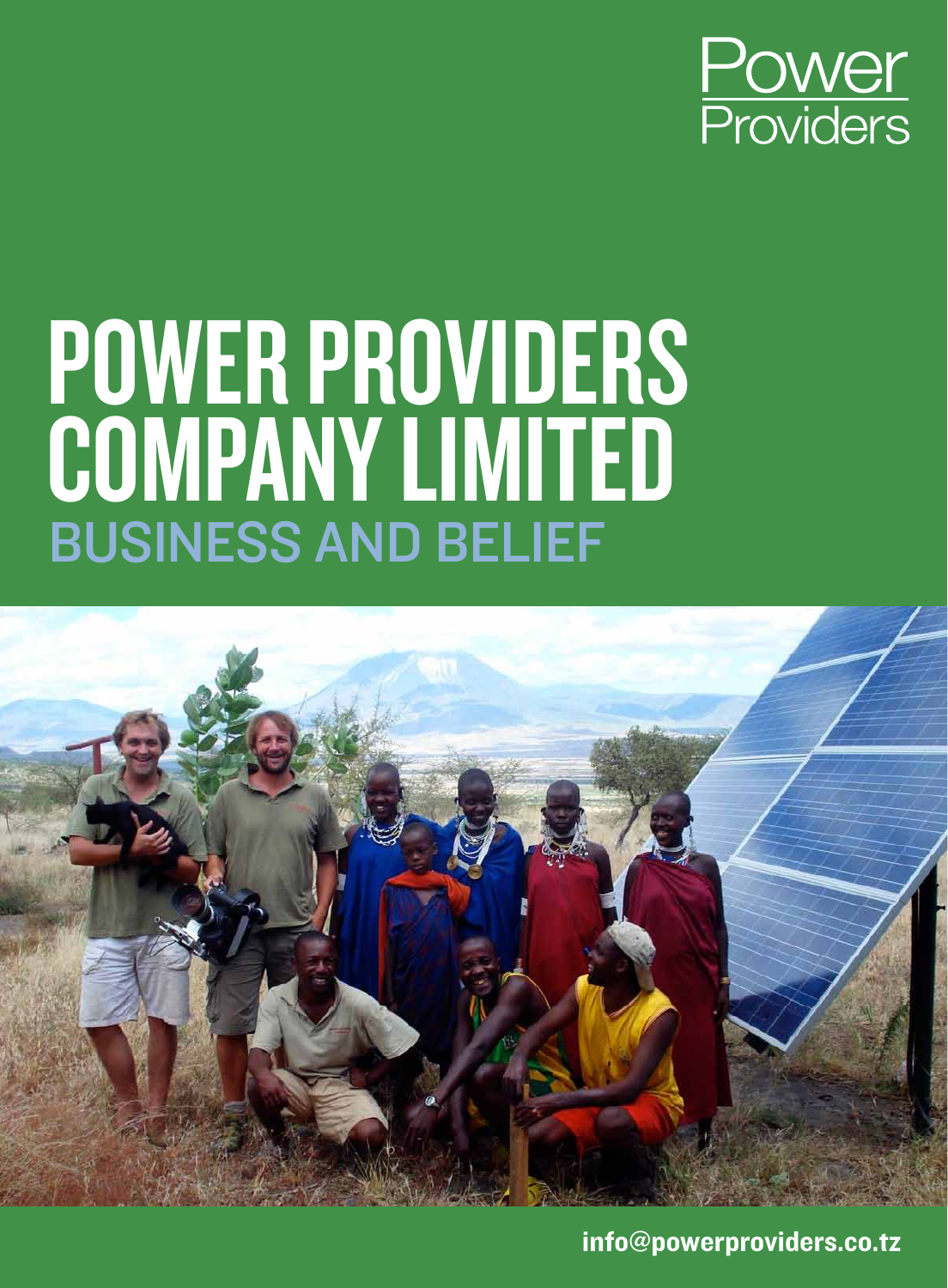Power Providers

# POWER PROVIDERS COMPANY LIMITED

## BUSINESS AND BELIEF

info@powerproviders.co.tz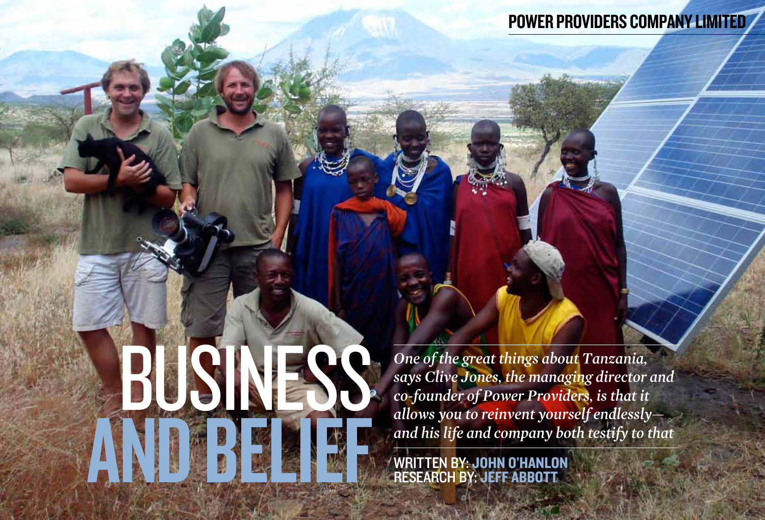# BUSINESS AND BELIEF

*One of the great things about Tanzania, says Clive Jones, the managing director and co-founder of Power Providers, is that it allows you to reinvent yourself endlessly—and his life and company both testify to that*

WRITTEN BY: JOHN O'HANLON
RESEARCH BY: JEFF ABBOTT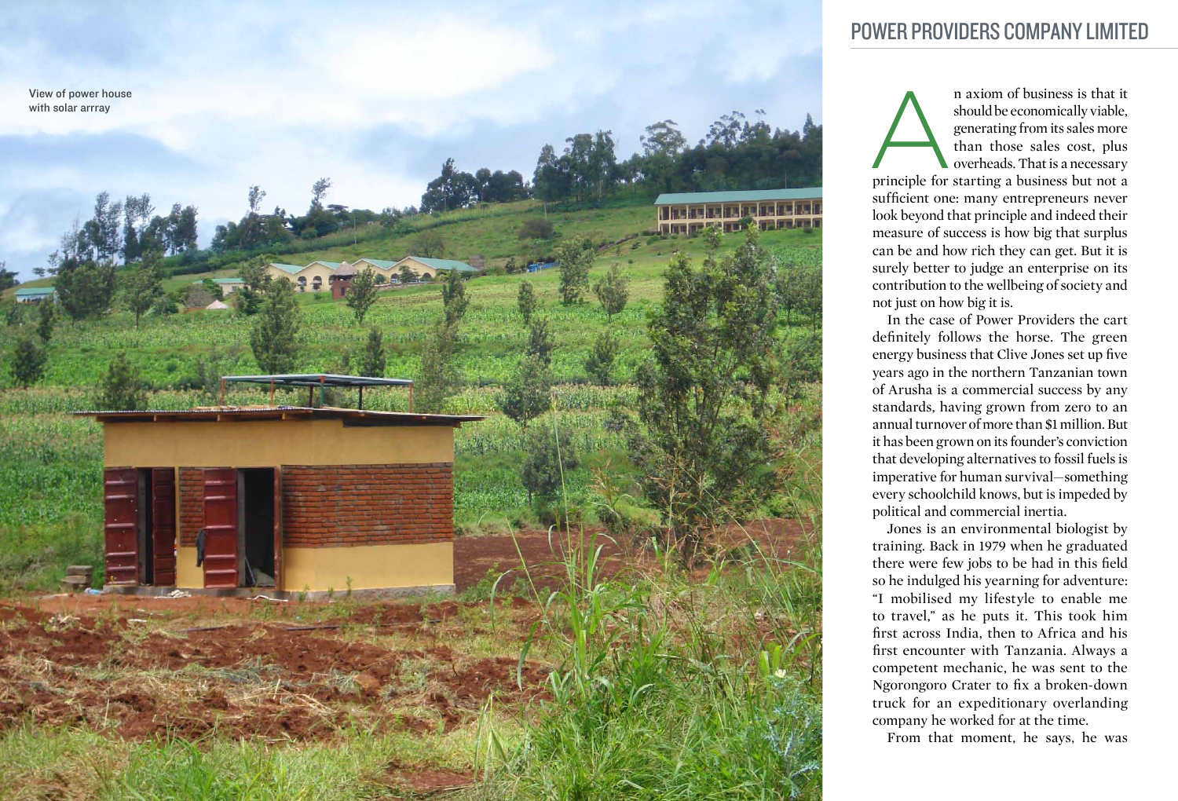View of power house with solar arrray

# POWER PROVIDERS COMPANY LIMITED

An axiom of business is that it should be economically viable, generating from its sales more than those sales cost, plus overheads. That is a necessary principle for starting a business but not a sufficient one: many entrepreneurs never look beyond that principle and indeed their measure of success is how big that surplus can be and how rich they can get. But it is surely better to judge an enterprise on its contribution to the wellbeing of society and not just on how big it is.

In the case of Power Providers the cart definitely follows the horse. The green energy business that Clive Jones set up five years ago in the northern Tanzanian town of Arusha is a commercial success by any standards, having grown from zero to an annual turnover of more than $1 million. But it has been grown on its founder's conviction that developing alternatives to fossil fuels is imperative for human survival—something every schoolchild knows, but is impeded by political and commercial inertia.

Jones is an environmental biologist by training. Back in 1979 when he graduated there were few jobs to be had in this field so he indulged his yearning for adventure: "I mobilised my lifestyle to enable me to travel," as he puts it. This took him first across India, then to Africa and his first encounter with Tanzania. Always a competent mechanic, he was sent to the Ngorongoro Crater to fix a broken-down truck for an expeditionary overlanding company he worked for at the time.

From that moment, he says, he was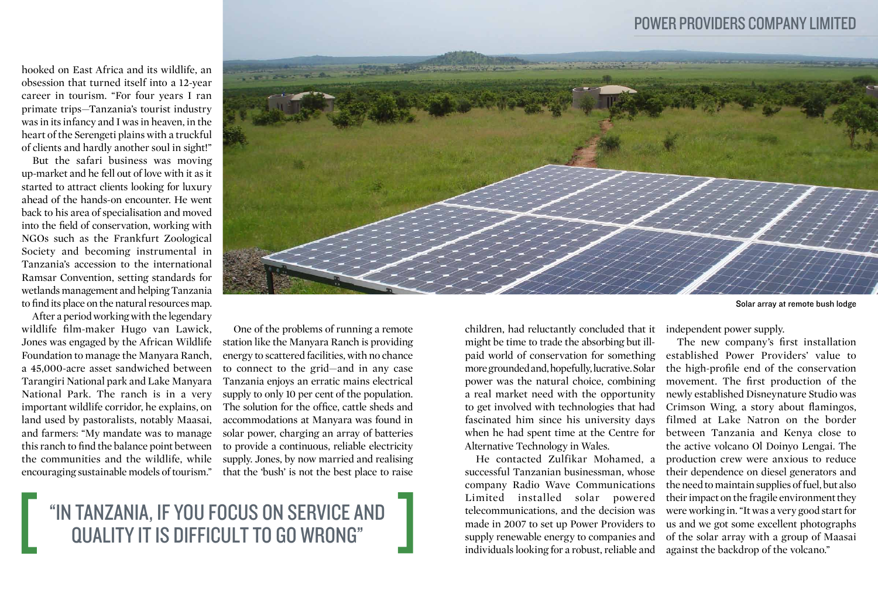hooked on East Africa and its wildlife, an obsession that turned itself into a 12-year career in tourism. "For four years I ran primate trips—Tanzania's tourist industry was in its infancy and I was in heaven, in the heart of the Serengeti plains with a truckful of clients and hardly another soul in sight!"

But the safari business was moving up-market and he fell out of love with it as it started to attract clients looking for luxury ahead of the hands-on encounter. He went back to his area of specialisation and moved into the field of conservation, working with NGOs such as the Frankfurt Zoological Society and becoming instrumental in Tanzania's accession to the international Ramsar Convention, setting standards for wetlands management and helping Tanzania to find its place on the natural resources map.

After a period working with the legendary wildlife film-maker Hugo van Lawick, Jones was engaged by the African Wildlife Foundation to manage the Manyara Ranch, a 45,000-acre asset sandwiched between Tarangiri National park and Lake Manyara National Park. The ranch is in a very important wildlife corridor, he explains, on land used by pastoralists, notably Maasai, and farmers: "My mandate was to manage this ranch to find the balance point between the communities and the wildlife, while encouraging sustainable models of tourism."

One of the problems of running a remote station like the Manyara Ranch is providing energy to scattered facilities, with no chance to connect to the grid—and in any case Tanzania enjoys an erratic mains electrical supply to only 10 per cent of the population. The solution for the office, cattle sheds and accommodations at Manyara was found in solar power, charging an array of batteries to provide a continuous, reliable electricity supply. Jones, by now married and realising that the 'bush' is not the best place to raise children, had reluctantly concluded that it might be time to trade the absorbing but ill-paid world of conservation for something more grounded and, hopefully, lucrative. Solar power was the natural choice, combining a real market need with the opportunity to get involved with technologies that had fascinated him since his university days when he had spent time at the Centre for Alternative Technology in Wales.

> "IN TANZANIA, IF YOU FOCUS ON SERVICE AND QUALITY IT IS DIFFICULT TO GO WRONG"

He contacted Zulfikar Mohamed, a successful Tanzanian businessman, whose company Radio Wave Communications Limited installed solar powered telecommunications, and the decision was made in 2007 to set up Power Providers to supply renewable energy to companies and individuals looking for a robust, reliable and independent power supply.

The new company's first installation established Power Providers' value to the high-profile end of the conservation movement. The first production of the newly established Disneynature Studio was Crimson Wing, a story about flamingos, filmed at Lake Natron on the border between Tanzania and Kenya close to the active volcano Ol Doinyo Lengai. The production crew were anxious to reduce their dependence on diesel generators and the need to maintain supplies of fuel, but also their impact on the fragile environment they were working in. "It was a very good start for us and we got some excellent photographs of the solar array with a group of Maasai against the backdrop of the volcano."

Solar array at remote bush lodge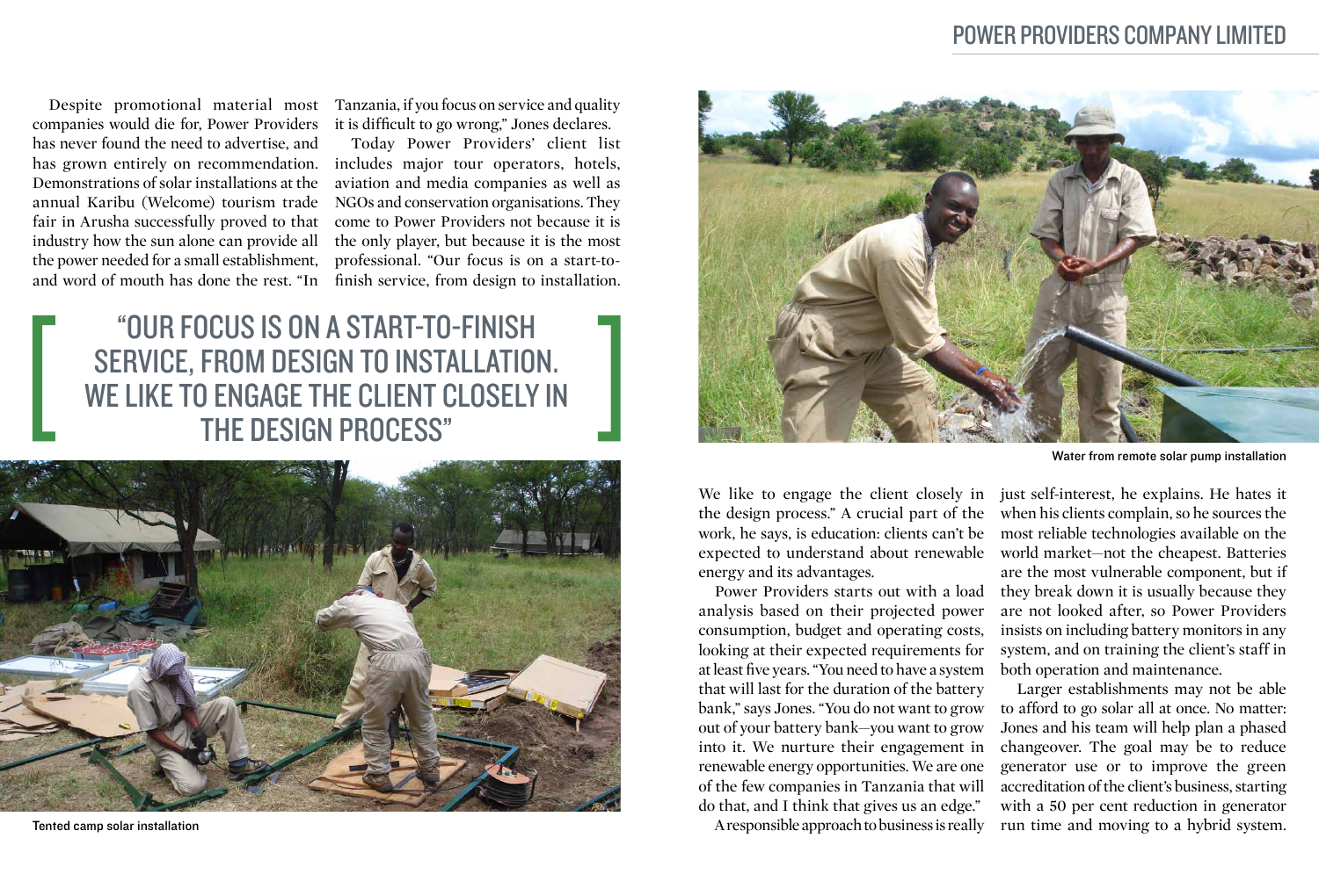Despite promotional material most companies would die for, Power Providers has never found the need to advertise, and has grown entirely on recommendation. Demonstrations of solar installations at the annual Karibu (Welcome) tourism trade fair in Arusha successfully proved to that industry how the sun alone can provide all the power needed for a small establishment, and word of mouth has done the rest. "In Tanzania, if you focus on service and quality it is difficult to go wrong," Jones declares.

Today Power Providers' client list includes major tour operators, hotels, aviation and media companies as well as NGOs and conservation organisations. They come to Power Providers not because it is the only player, but because it is the most professional. "Our focus is on a start-to-finish service, from design to installation. We like to engage the client closely in the design process." A crucial part of the work, he says, is education: clients can't be expected to understand about renewable energy and its advantages.

> "OUR FOCUS IS ON A START-TO-FINISH SERVICE, FROM DESIGN TO INSTALLATION. WE LIKE TO ENGAGE THE CLIENT CLOSELY IN THE DESIGN PROCESS"

Tented camp solar installation

Water from remote solar pump installation

Power Providers starts out with a load analysis based on their projected power consumption, budget and operating costs, looking at their expected requirements for at least five years. "You need to have a system that will last for the duration of the battery bank," says Jones. "You do not want to grow out of your battery bank—you want to grow into it. We nurture their engagement in renewable energy opportunities. We are one of the few companies in Tanzania that will do that, and I think that gives us an edge."

A responsible approach to business is really just self-interest, he explains. He hates it when his clients complain, so he sources the most reliable technologies available on the world market—not the cheapest. Batteries are the most vulnerable component, but if they break down it is usually because they are not looked after, so Power Providers insists on including battery monitors in any system, and on training the client's staff in both operation and maintenance.

Larger establishments may not be able to afford to go solar all at once. No matter: Jones and his team will help plan a phased changeover. The goal may be to reduce generator use or to improve the green accreditation of the client's business, starting with a 50 per cent reduction in generator run time and moving to a hybrid system.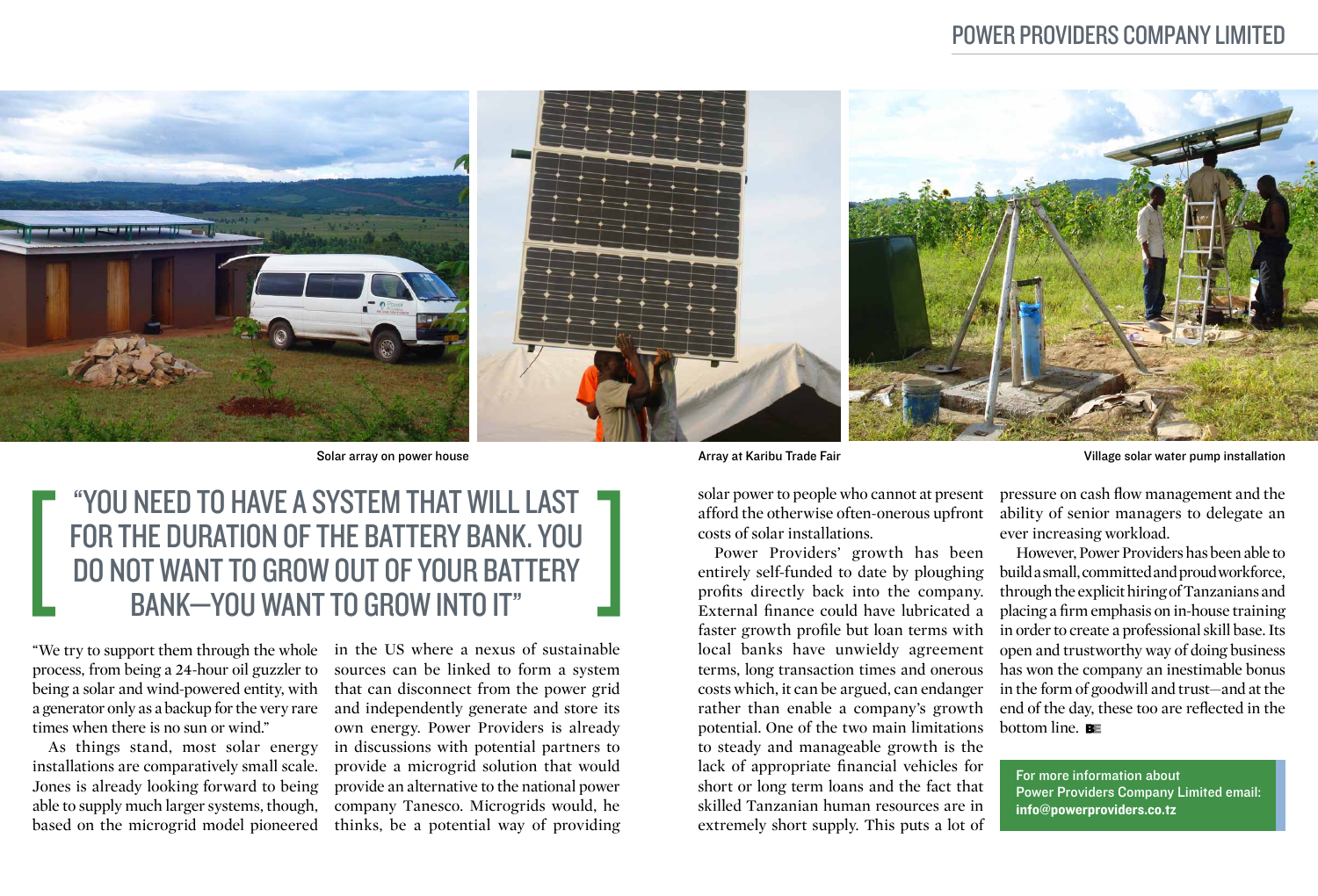Solar array on power house

Array at Karibu Trade Fair

Village solar water pump installation

> "YOU NEED TO HAVE A SYSTEM THAT WILL LAST FOR THE DURATION OF THE BATTERY BANK. YOU DO NOT WANT TO GROW OUT OF YOUR BATTERY BANK—YOU WANT TO GROW INTO IT"

"We try to support them through the whole process, from being a 24-hour oil guzzler to being a solar and wind-powered entity, with a generator only as a backup for the very rare times when there is no sun or wind."

As things stand, most solar energy installations are comparatively small scale. Jones is already looking forward to being able to supply much larger systems, though, based on the microgrid model pioneered in the US where a nexus of sustainable sources can be linked to form a system that can disconnect from the power grid and independently generate and store its own energy. Power Providers is already in discussions with potential partners to provide a microgrid solution that would provide an alternative to the national power company Tanesco. Microgrids would, he thinks, be a potential way of providing solar power to people who cannot at present afford the otherwise often-onerous upfront costs of solar installations.

Power Providers' growth has been entirely self-funded to date by ploughing profits directly back into the company. External finance could have lubricated a faster growth profile but loan terms with local banks have unwieldy agreement terms, long transaction times and onerous costs which, it can be argued, can endanger rather than enable a company's growth potential. One of the two main limitations to steady and manageable growth is the lack of appropriate financial vehicles for short or long term loans and the fact that skilled Tanzanian human resources are in extremely short supply. This puts a lot of pressure on cash flow management and the ability of senior managers to delegate an ever increasing workload.

However, Power Providers has been able to build a small, committed and proud workforce, through the explicit hiring of Tanzanians and placing a firm emphasis on in-house training in order to create a professional skill base. Its open and trustworthy way of doing business has won the company an inestimable bonus in the form of goodwill and trust—and at the end of the day, these too are reflected in the bottom line.

For more information about Power Providers Company Limited email: **info@powerproviders.co.tz**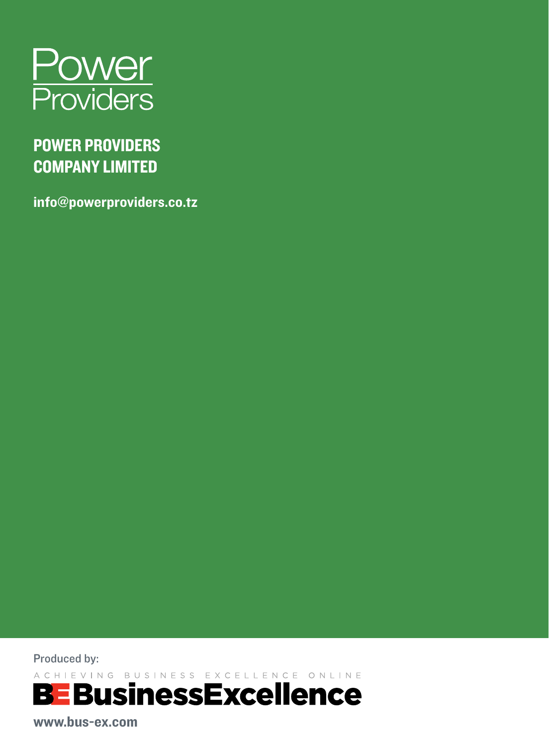Power Providers

**POWER PROVIDERS COMPANY LIMITED**

**info@powerproviders.co.tz**

Produced by:

ACHIEVING BUSINESS EXCELLENCE ONLINE

**BE BusinessExcellence**

**www.bus-ex.com**